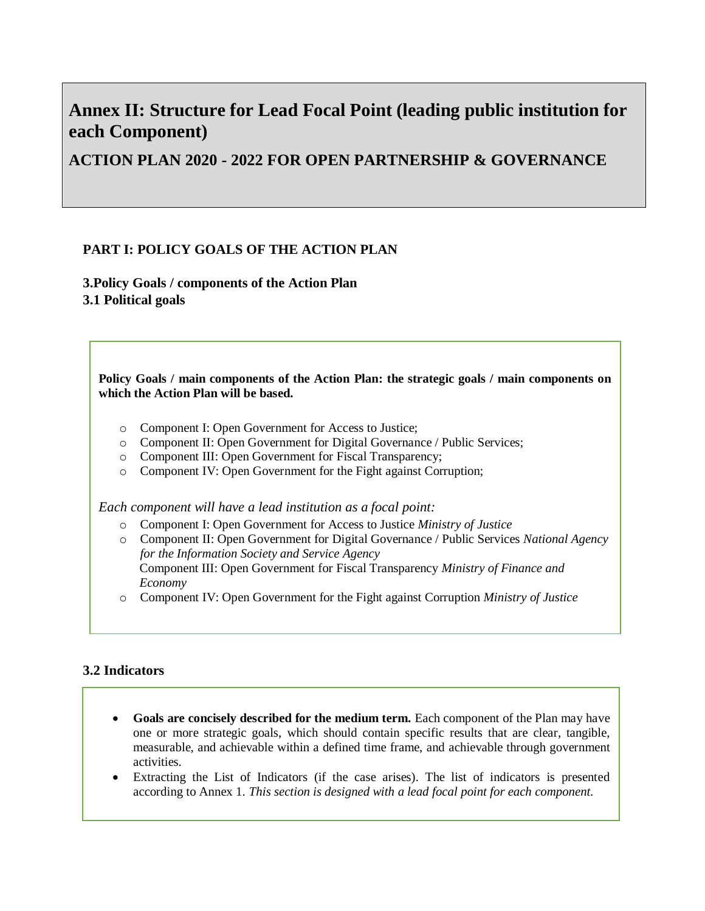# Annex II: Structure for Lead Focal Point (leading public institution for each Component)

## ACTION PLAN 2020 - 2022 FOR OPEN PARTNERSHIP & GOVERNANCE

### PART I: POLICY GOALS OF THE ACTION PLAN

**3.Policy Goals / components of the Action Plan**

**3.1 Political goals**

**Policy Goals / main components of the Action Plan: the strategic goals / main components on which the Action Plan will be based.**

- Component I: Open Government for Access to Justice;
- Component II: Open Government for Digital Governance / Public Services;
- Component III: Open Government for Fiscal Transparency;
- Component IV: Open Government for the Fight against Corruption;

*Each component will have a lead institution as a focal point:*

- Component I: Open Government for Access to Justice *Ministry of Justice*
- Component II: Open Government for Digital Governance / Public Services *National Agency for the Information Society and Service Agency*
- Component III: Open Government for Fiscal Transparency *Ministry of Finance and Economy*
- Component IV: Open Government for the Fight against Corruption *Ministry of Justice*

**3.2 Indicators**

- **Goals are concisely described for the medium term.** Each component of the Plan may have one or more strategic goals, which should contain specific results that are clear, tangible, measurable, and achievable within a defined time frame, and achievable through government activities.
- Extracting the List of Indicators (if the case arises). The list of indicators is presented according to Annex 1. *This section is designed with a lead focal point for each component.*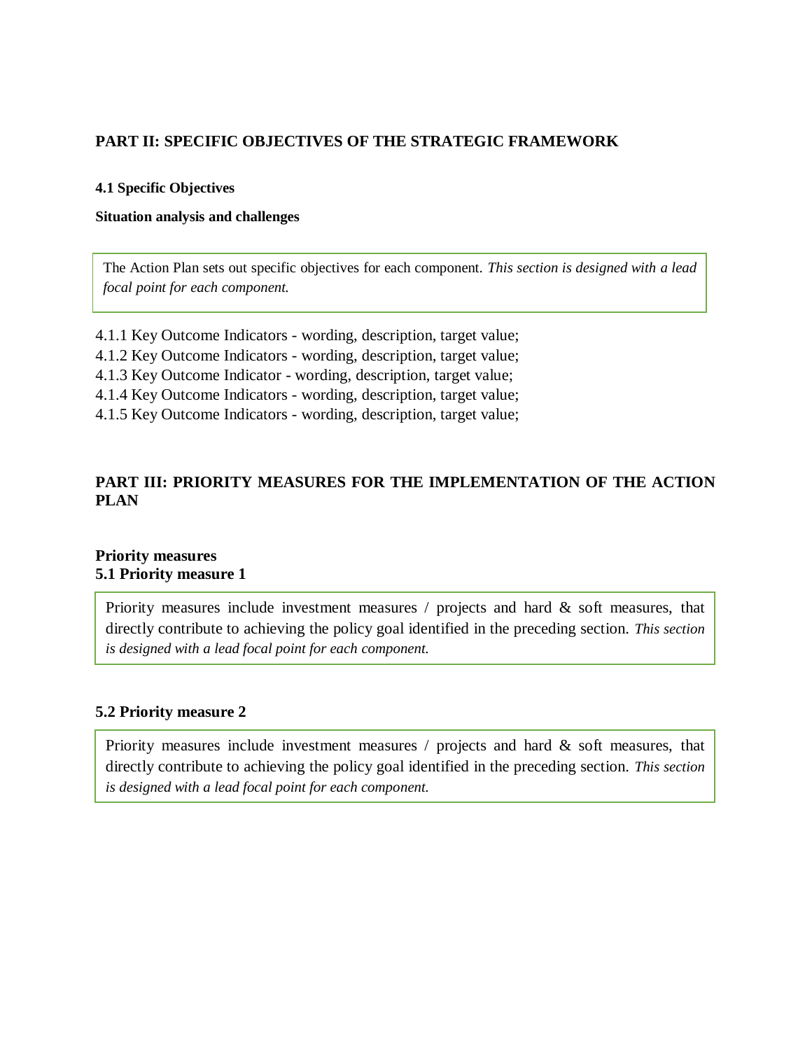## PART II: SPECIFIC OBJECTIVES OF THE STRATEGIC FRAMEWORK

### 4.1 Specific Objectives

**Situation analysis and challenges**

> The Action Plan sets out specific objectives for each component. *This section is designed with a lead focal point for each component.*

4.1.1 Key Outcome Indicators - wording, description, target value;
4.1.2 Key Outcome Indicators - wording, description, target value;
4.1.3 Key Outcome Indicator - wording, description, target value;
4.1.4 Key Outcome Indicators - wording, description, target value;
4.1.5 Key Outcome Indicators - wording, description, target value;

## PART III: PRIORITY MEASURES FOR THE IMPLEMENTATION OF THE ACTION PLAN

**Priority measures**

### 5.1 Priority measure 1

> Priority measures include investment measures / projects and hard & soft measures, that directly contribute to achieving the policy goal identified in the preceding section. *This section is designed with a lead focal point for each component.*

### 5.2 Priority measure 2

> Priority measures include investment measures / projects and hard & soft measures, that directly contribute to achieving the policy goal identified in the preceding section. *This section is designed with a lead focal point for each component.*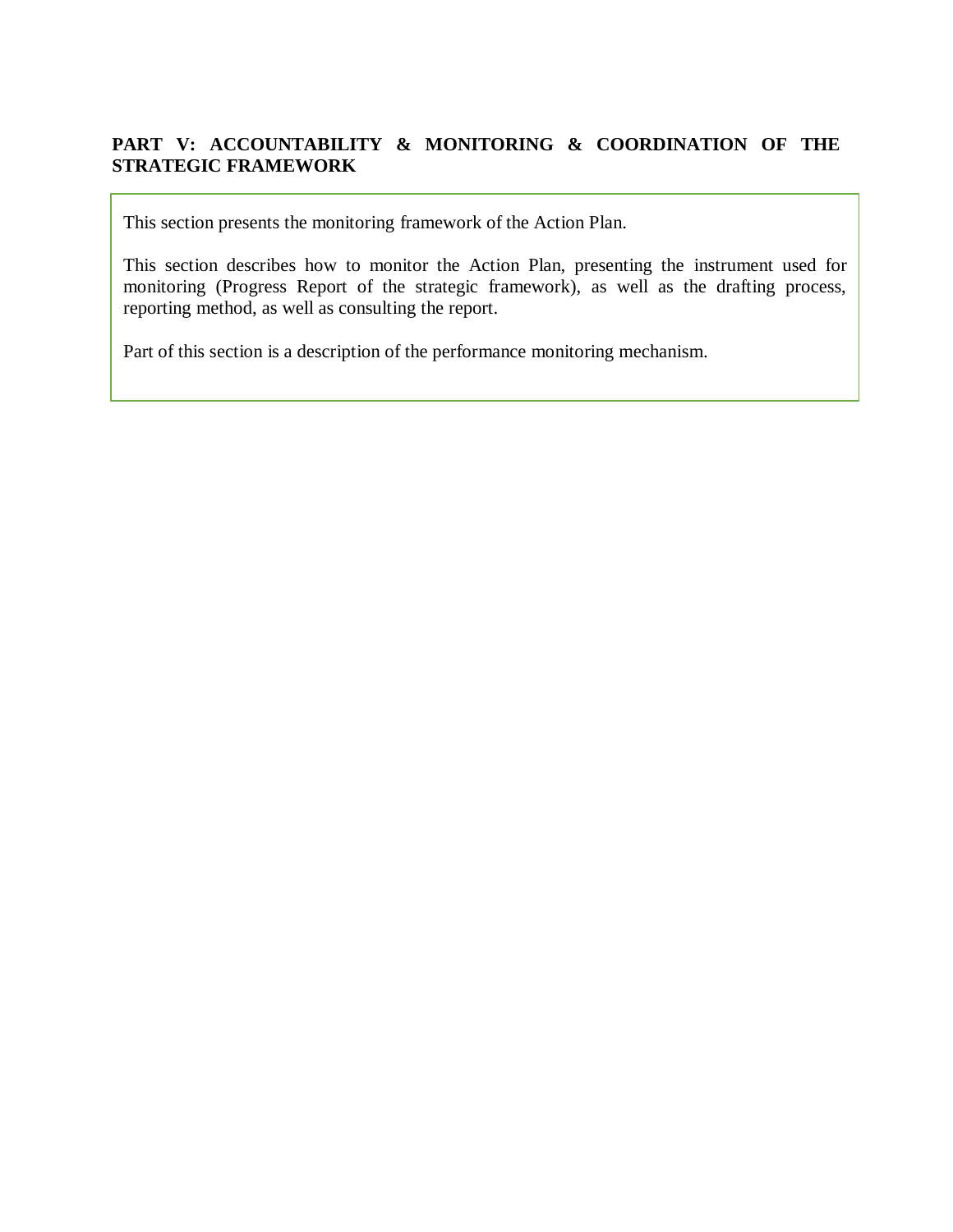## PART V: ACCOUNTABILITY & MONITORING & COORDINATION OF THE STRATEGIC FRAMEWORK

This section presents the monitoring framework of the Action Plan.

This section describes how to monitor the Action Plan, presenting the instrument used for monitoring (Progress Report of the strategic framework), as well as the drafting process, reporting method, as well as consulting the report.

Part of this section is a description of the performance monitoring mechanism.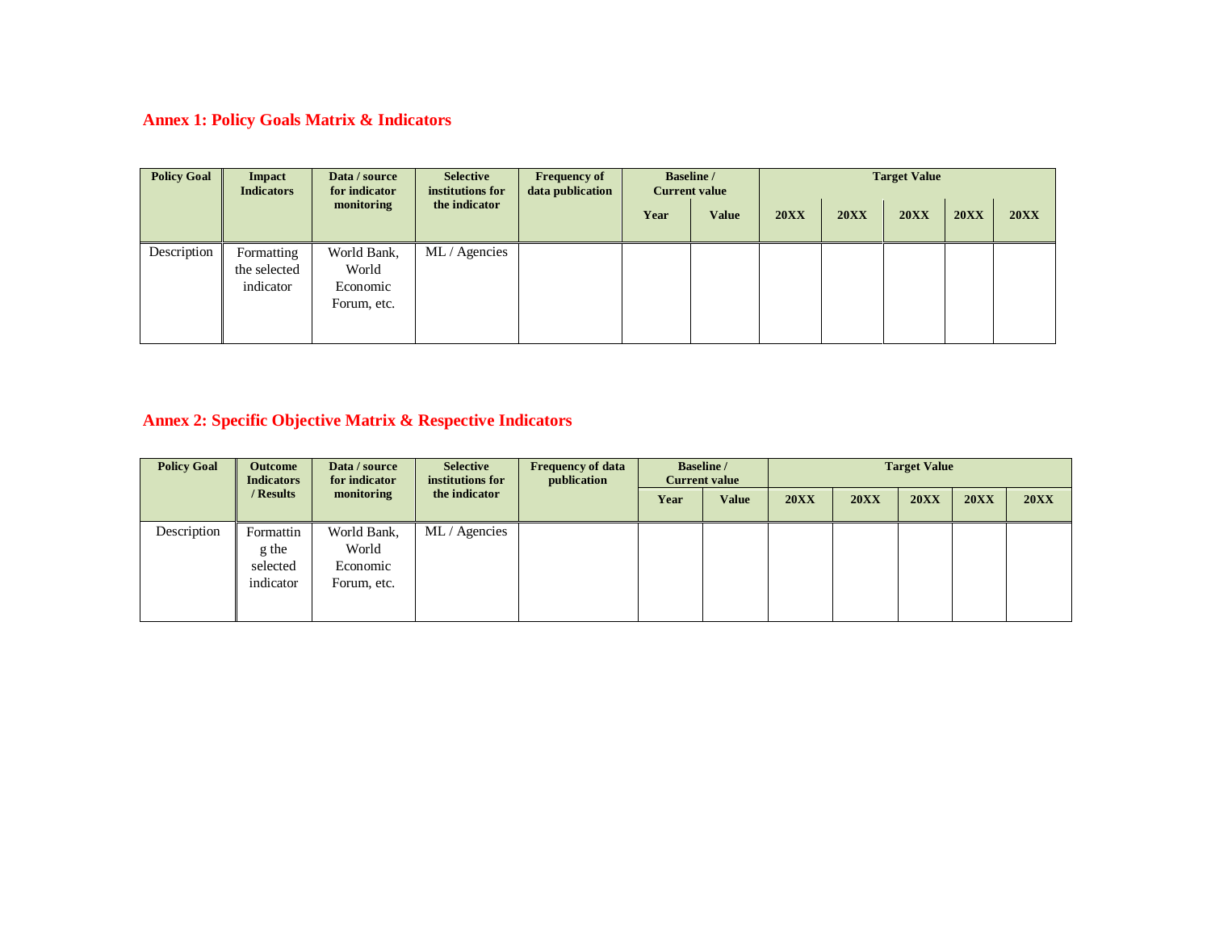## Annex 1: Policy Goals Matrix & Indicators

| Policy Goal | Impact Indicators | Data / source for indicator monitoring | Selective institutions for the indicator | Frequency of data publication | Baseline / Current value | | Target Value | | | | |
|---|---|---|---|---|---|---|---|---|---|---|---|
| | | | | | Year | Value | 20XX | 20XX | 20XX | 20XX | 20XX |
| Description | Formatting the selected indicator | World Bank, World Economic Forum, etc. | ML / Agencies | | | | | | | | |

## Annex 2: Specific Objective Matrix & Respective Indicators

| Policy Goal | Outcome Indicators / Results | Data / source for indicator monitoring | Selective institutions for the indicator | Frequency of data publication | Baseline / Current value | | Target Value | | | | |
|---|---|---|---|---|---|---|---|---|---|---|---|
| | | | | | Year | Value | 20XX | 20XX | 20XX | 20XX | 20XX |
| Description | Formatting the selected indicator | World Bank, World Economic Forum, etc. | ML / Agencies | | | | | | | | |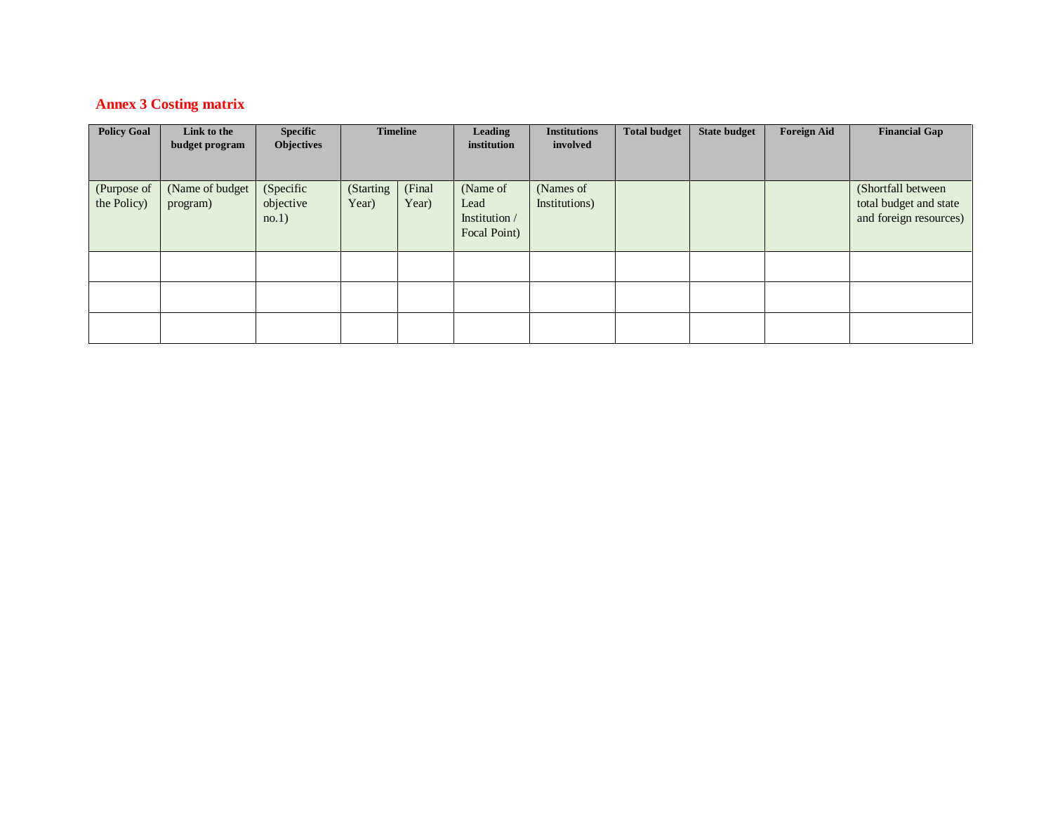## Annex 3 Costing matrix

| Policy Goal | Link to the budget program | Specific Objectives | Timeline | | Leading institution | Institutions involved | Total budget | State budget | Foreign Aid | Financial Gap |
|---|---|---|---|---|---|---|---|---|---|---|
| (Purpose of the Policy) | (Name of budget program) | (Specific objective no.1) | (Starting Year) | (Final Year) | (Name of Lead Institution / Focal Point) | (Names of Institutions) | | | | (Shortfall between total budget and state and foreign resources) |
| | | | | | | | | | | |
| | | | | | | | | | | |
| | | | | | | | | | | |